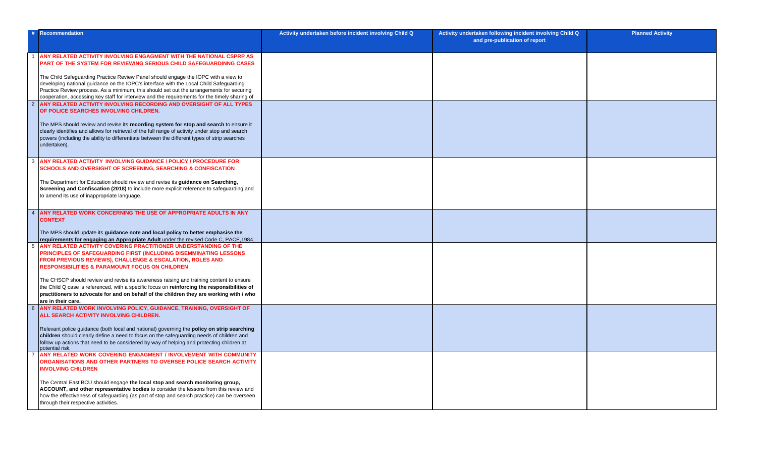| # | Recommendation | Activity undertaken before incident involving Child Q | Activity undertaken following incident involving Child Q and pre-publication of report | Planned Activity |
|---|---|---|---|---|
| 1 | **ANY RELATED ACTIVITY INVOLVING ENGAGMENT WITH THE NATIONAL CSPRP AS PART OF THE SYSTEM FOR REVIEWING SERIOUS CHILD SAFEGUARDINNG CASES**<br><br>The Child Safeguarding Practice Review Panel should engage the IOPC with a view to developing national guidance on the IOPC's interface with the Local Child Safeguarding Practice Review process. As a minimum, this should set out the arrangements for securing cooperation, accessing key staff for interview and the requirements for the timely sharing of | | | |
| 2 | **ANY RELATED ACTIVITY INVOLVING RECORDING AND OVERSIGHT OF ALL TYPES OF POLICE SEARCHES INVOLVING CHILDREN.**<br><br>The MPS should review and revise its **recording system for stop and search** to ensure it clearly identifies and allows for retrieval of the full range of activity under stop and search powers (including the ability to differentiate between the different types of strip searches undertaken). | | | |
| 3 | **ANY RELATED ACTIVITY INVOLVING GUIDANCE / POLICY / PROCEDURE FOR SCHOOLS AND OVERSIGHT OF SCREENING, SEARCHING & CONFISCATION**<br><br>The Department for Education should review and revise its **guidance on Searching, Screening and Confiscation (2018)** to include more explicit reference to safeguarding and to amend its use of inappropriate language. | | | |
| 4 | **ANY RELATED WORK CONCERNING THE USE OF APPROPRIATE ADULTS IN ANY CONTEXT**<br><br>The MPS should update its **guidance note and local policy to better emphasise the requirements for engaging an Appropriate Adult** under the revised Code C, PACE,1984. | | | |
| 5 | **ANY RELATED ACTIVITY COVERING PRACTITIONER UNDERSTANDING OF THE PRINCIPLES OF SAFEGUARDING FIRST (INCLUDING DISEMMINATING LESSONS FROM PREVIOUS REVIEWS), CHALLENGE & ESCALATION, ROLES AND RESPONSIBILITIES & PARAMOUNT FOCUS ON CHILDREN**<br><br>The CHSCP should review and revise its awareness raising and training content to ensure the Child Q case is referenced, with a specific focus on **reinforcing the responsibilities of practitioners to advocate for and on behalf of the children they are working with / who are in their care.** | | | |
| 6 | **ANY RELATED WORK INVOLVING POLICY, GUIDANCE, TRAINING, OVERSIGHT OF ALL SEARCH ACTIVITY INVOLVING CHILDREN.**<br><br>Relevant police guidance (both local and national) governing the **policy on strip searching children** should clearly define a need to focus on the safeguarding needs of children and follow up actions that need to be considered by way of helping and protecting children at potential risk. | | | |
| 7 | **ANY RELATED WORK COVERING ENGAGMENT / INVOLVEMENT WITH COMMUNITY ORGANISATIONS AND OTHER PARTNERS TO OVERSEE POLICE SEARCH ACTIVITY INVOLVING CHILDREN**<br><br>The Central East BCU should engage **the local stop and search monitoring group, ACCOUNT, and other representative bodies** to consider the lessons from this review and how the effectiveness of safeguarding (as part of stop and search practice) can be overseen through their respective activities. | | | |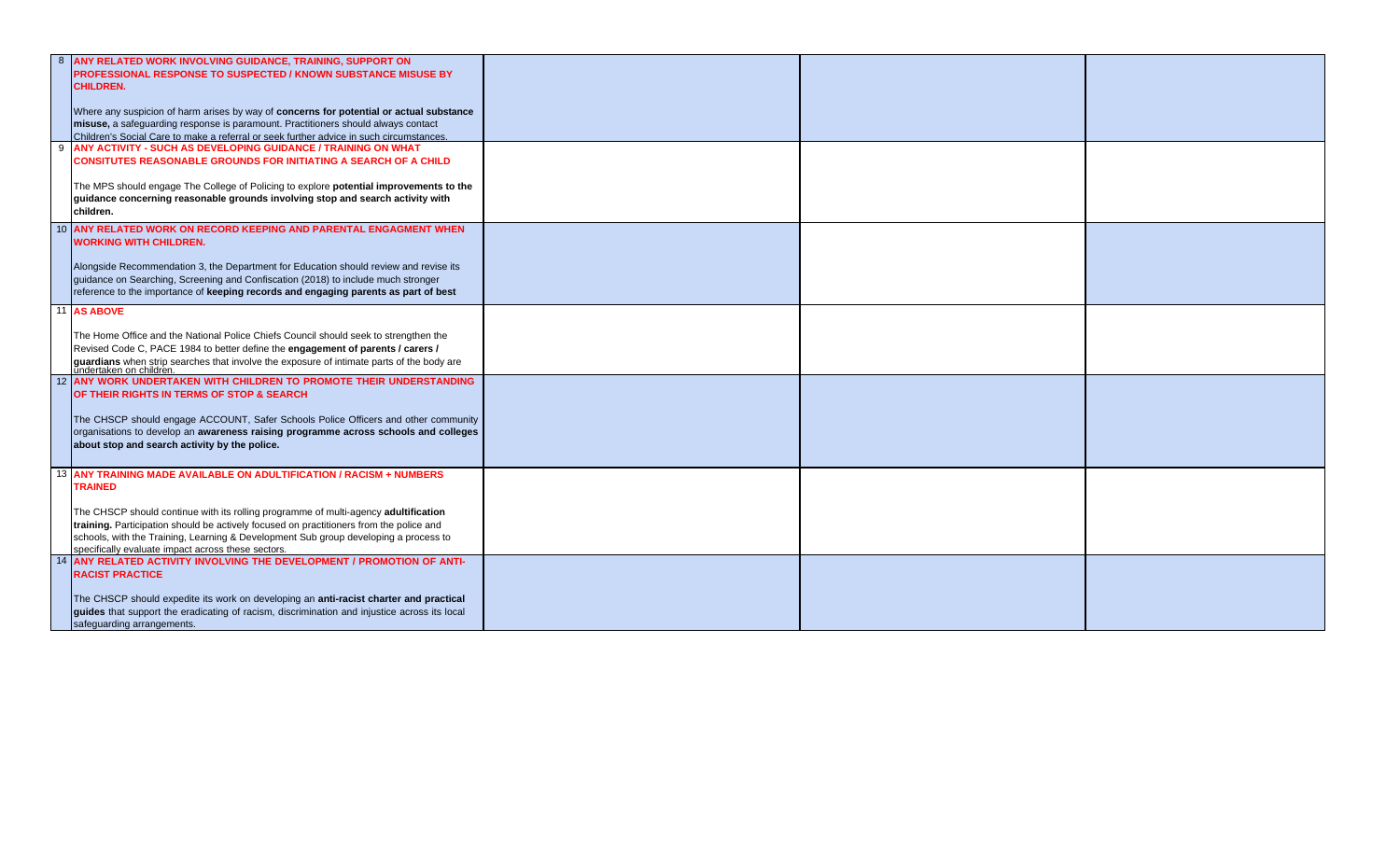| | | | | |
|---|---|---|---|---|
| 8 | **ANY RELATED WORK INVOLVING GUIDANCE, TRAINING, SUPPORT ON PROFESSIONAL RESPONSE TO SUSPECTED / KNOWN SUBSTANCE MISUSE BY CHILDREN.**<br><br>Where any suspicion of harm arises by way of **concerns for potential or actual substance misuse,** a safeguarding response is paramount. Practitioners should always contact Children's Social Care to make a referral or seek further advice in such circumstances. | | | |
| 9 | **ANY ACTIVITY - SUCH AS DEVELOPING GUIDANCE / TRAINING ON WHAT CONSITUTES REASONABLE GROUNDS FOR INITIATING A SEARCH OF A CHILD**<br><br>The MPS should engage The College of Policing to explore **potential improvements to the guidance concerning reasonable grounds involving stop and search activity with children.** | | | |
| 10 | **ANY RELATED WORK ON RECORD KEEPING AND PARENTAL ENGAGMENT WHEN WORKING WITH CHILDREN.**<br><br>Alongside Recommendation 3, the Department for Education should review and revise its guidance on Searching, Screening and Confiscation (2018) to include much stronger reference to the importance of **keeping records and engaging parents as part of best** | | | |
| 11 | **AS ABOVE**<br><br>The Home Office and the National Police Chiefs Council should seek to strengthen the Revised Code C, PACE 1984 to better define the **engagement of parents / carers / guardians** when strip searches that involve the exposure of intimate parts of the body are undertaken on children. | | | |
| 12 | **ANY WORK UNDERTAKEN WITH CHILDREN TO PROMOTE THEIR UNDERSTANDING OF THEIR RIGHTS IN TERMS OF STOP & SEARCH**<br><br>The CHSCP should engage ACCOUNT, Safer Schools Police Officers and other community organisations to develop an **awareness raising programme across schools and colleges about stop and search activity by the police.** | | | |
| 13 | **ANY TRAINING MADE AVAILABLE ON ADULTIFICATION / RACISM + NUMBERS TRAINED**<br><br>The CHSCP should continue with its rolling programme of multi-agency **adultification training.** Participation should be actively focused on practitioners from the police and schools, with the Training, Learning & Development Sub group developing a process to specifically evaluate impact across these sectors. | | | |
| 14 | **ANY RELATED ACTIVITY INVOLVING THE DEVELOPMENT / PROMOTION OF ANTI-RACIST PRACTICE**<br><br>The CHSCP should expedite its work on developing an **anti-racist charter and practical guides** that support the eradicating of racism, discrimination and injustice across its local safeguarding arrangements. | | | |